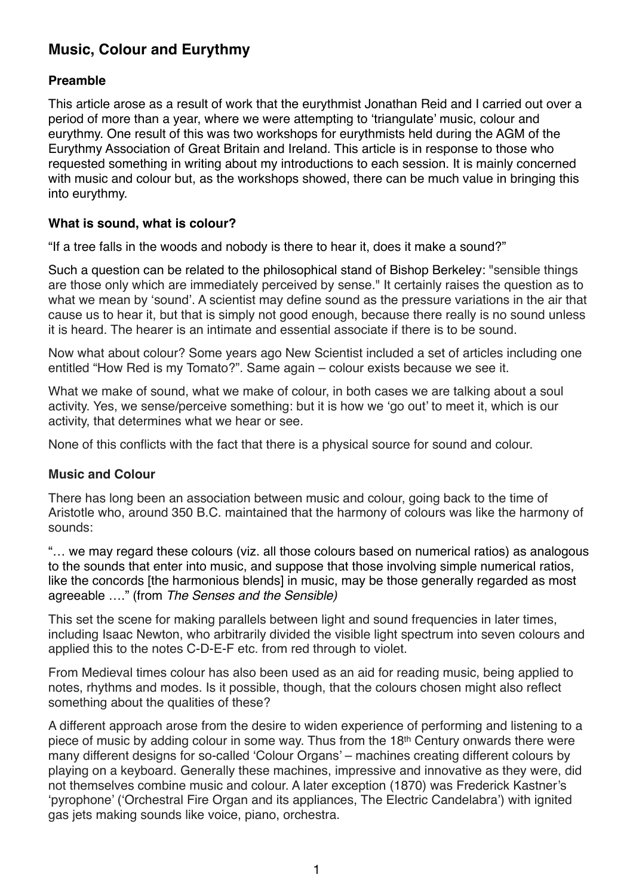# Music, Colour and Eurythmy

## Preamble

This article arose as a result of work that the eurythmist Jonathan Reid and I carried out over a period of more than a year, where we were attempting to 'triangulate' music, colour and eurythmy. One result of this was two workshops for eurythmists held during the AGM of the Eurythmy Association of Great Britain and Ireland. This article is in response to those who requested something in writing about my introductions to each session. It is mainly concerned with music and colour but, as the workshops showed, there can be much value in bringing this into eurythmy.

## What is sound, what is colour?

"If a tree falls in the woods and nobody is there to hear it, does it make a sound?"

Such a question can be related to the philosophical stand of Bishop Berkeley: "sensible things are those only which are immediately perceived by sense." It certainly raises the question as to what we mean by 'sound'. A scientist may define sound as the pressure variations in the air that cause us to hear it, but that is simply not good enough, because there really is no sound unless it is heard. The hearer is an intimate and essential associate if there is to be sound.

Now what about colour? Some years ago New Scientist included a set of articles including one entitled "How Red is my Tomato?". Same again – colour exists because we see it.

What we make of sound, what we make of colour, in both cases we are talking about a soul activity. Yes, we sense/perceive something: but it is how we 'go out' to meet it, which is our activity, that determines what we hear or see.

None of this conflicts with the fact that there is a physical source for sound and colour.

## Music and Colour

There has long been an association between music and colour, going back to the time of Aristotle who, around 350 B.C. maintained that the harmony of colours was like the harmony of sounds:

"… we may regard these colours (viz. all those colours based on numerical ratios) as analogous to the sounds that enter into music, and suppose that those involving simple numerical ratios, like the concords [the harmonious blends] in music, may be those generally regarded as most agreeable …." (from *The Senses and the Sensible)*

This set the scene for making parallels between light and sound frequencies in later times, including Isaac Newton, who arbitrarily divided the visible light spectrum into seven colours and applied this to the notes C-D-E-F etc. from red through to violet.

From Medieval times colour has also been used as an aid for reading music, being applied to notes, rhythms and modes. Is it possible, though, that the colours chosen might also reflect something about the qualities of these?

A different approach arose from the desire to widen experience of performing and listening to a piece of music by adding colour in some way. Thus from the 18th Century onwards there were many different designs for so-called 'Colour Organs' – machines creating different colours by playing on a keyboard. Generally these machines, impressive and innovative as they were, did not themselves combine music and colour. A later exception (1870) was Frederick Kastner's 'pyrophone' ('Orchestral Fire Organ and its appliances, The Electric Candelabra') with ignited gas jets making sounds like voice, piano, orchestra.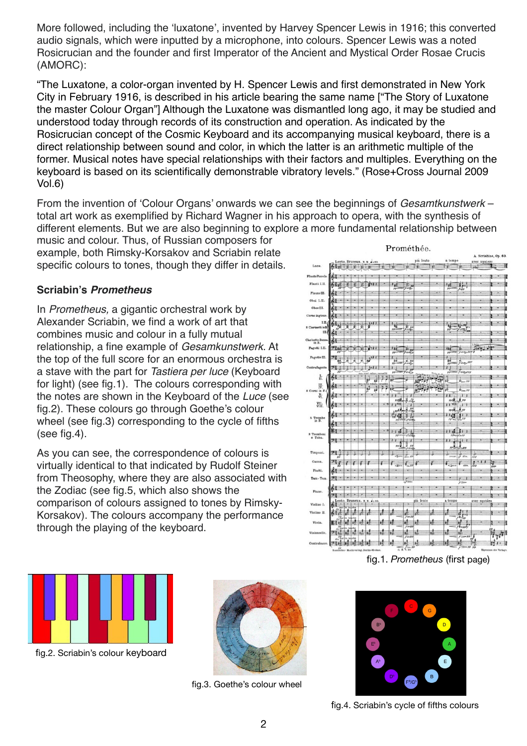More followed, including the 'luxatone', invented by Harvey Spencer Lewis in 1916; this converted audio signals, which were inputted by a microphone, into colours. Spencer Lewis was a noted Rosicrucian and the founder and first Imperator of the Ancient and Mystical Order Rosae Crucis (AMORC):

"The Luxatone, a color-organ invented by H. Spencer Lewis and first demonstrated in New York City in February 1916, is described in his article bearing the same name ["The Story of Luxatone the master Colour Organ"] Although the Luxatone was dismantled long ago, it may be studied and understood today through records of its construction and operation. As indicated by the Rosicrucian concept of the Cosmic Keyboard and its accompanying musical keyboard, there is a direct relationship between sound and color, in which the latter is an arithmetic multiple of the former. Musical notes have special relationships with their factors and multiples. Everything on the keyboard is based on its scientifically demonstrable vibratory levels." (Rose+Cross Journal 2009 Vol.6)

From the invention of 'Colour Organs' onwards we can see the beginnings of *Gesamtkunstwerk* – total art work as exemplified by Richard Wagner in his approach to opera, with the synthesis of different elements. But we are also beginning to explore a more fundamental relationship between music and colour. Thus, of Russian composers for example, both Rimsky-Korsakov and Scriabin relate specific colours to tones, though they differ in details.

### Scriabin's *Prometheus*

In *Prometheus,* a gigantic orchestral work by Alexander Scriabin, we find a work of art that combines music and colour in a fully mutual relationship, a fine example of *Gesamkunstwerk*. At the top of the full score for an enormous orchestra is a stave with the part for *Tastiera per luce* (Keyboard for light) (see fig.1). The colours corresponding with the notes are shown in the Keyboard of the *Luce* (see fig.2). These colours go through Goethe's colour wheel (see fig.3) corresponding to the cycle of fifths (see fig.4).

As you can see, the correspondence of colours is virtually identical to that indicated by Rudolf Steiner from Theosophy, where they are also associated with the Zodiac (see fig.5, which also shows the comparison of colours assigned to tones by Rimsky-Korsakov). The colours accompany the performance through the playing of the keyboard.

fig.1. *Prometheus* (first page)

fig.2. Scriabin's colour keyboard

fig.3. Goethe's colour wheel

fig.4. Scriabin's cycle of fifths colours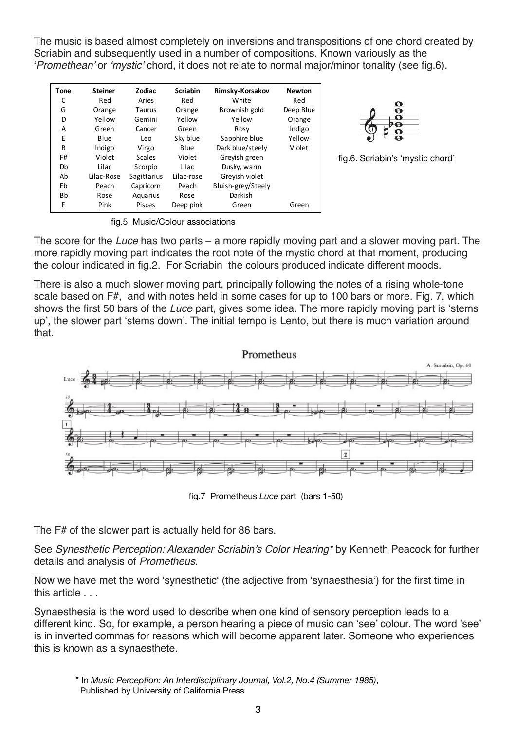The music is based almost completely on inversions and transpositions of one chord created by Scriabin and subsequently used in a number of compositions. Known variously as the '*Promethean'* or *'mystic'* chord, it does not relate to normal major/minor tonality (see fig.6).

| Tone | Steiner | Zodiac | Scriabin | Rimsky-Korsakov | Newton |
|---|---|---|---|---|---|
| C | Red | Aries | Red | White | Red |
| G | Orange | Taurus | Orange | Brownish gold | Deep Blue |
| D | Yellow | Gemini | Yellow | Yellow | Orange |
| A | Green | Cancer | Green | Rosy | Indigo |
| E | Blue | Leo | Sky blue | Sapphire blue | Yellow |
| B | Indigo | Virgo | Blue | Dark blue/steely | Violet |
| F# | Violet | Scales | Violet | Greyish green | |
| Db | Lilac | Scorpio | Lilac | Dusky, warm | |
| Ab | Lilac-Rose | Sagittarius | Lilac-rose | Greyish violet | |
| Eb | Peach | Capricorn | Peach | Bluish-grey/Steely | |
| Bb | Rose | Aquarius | Rose | Darkish | |
| F | Pink | Pisces | Deep pink | Green | Green |

fig.5. Music/Colour associations

fig.6. Scriabin's 'mystic chord'

The score for the *Luce* has two parts – a more rapidly moving part and a slower moving part. The more rapidly moving part indicates the root note of the mystic chord at that moment, producing the colour indicated in fig.2. For Scriabin the colours produced indicate different moods.

There is also a much slower moving part, principally following the notes of a rising whole-tone scale based on F#, and with notes held in some cases for up to 100 bars or more. Fig. 7, which shows the first 50 bars of the *Luce* part, gives some idea. The more rapidly moving part is 'stems up', the slower part 'stems down'. The initial tempo is Lento, but there is much variation around that.

fig.7 Prometheus *Luce* part (bars 1-50)

The F# of the slower part is actually held for 86 bars.

See *Synesthetic Perception: Alexander Scriabin's Color Hearing\** by Kenneth Peacock for further details and analysis of *Prometheus*.

Now we have met the word 'synesthetic' (the adjective from 'synaesthesia') for the first time in this article . . .

Synaesthesia is the word used to describe when one kind of sensory perception leads to a different kind. So, for example, a person hearing a piece of music can 'see' colour. The word 'see' is in inverted commas for reasons which will become apparent later. Someone who experiences this is known as a synaesthete.

\* In *Music Perception: An Interdisciplinary Journal, Vol.2, No.4 (Summer 1985)*, Published by University of California Press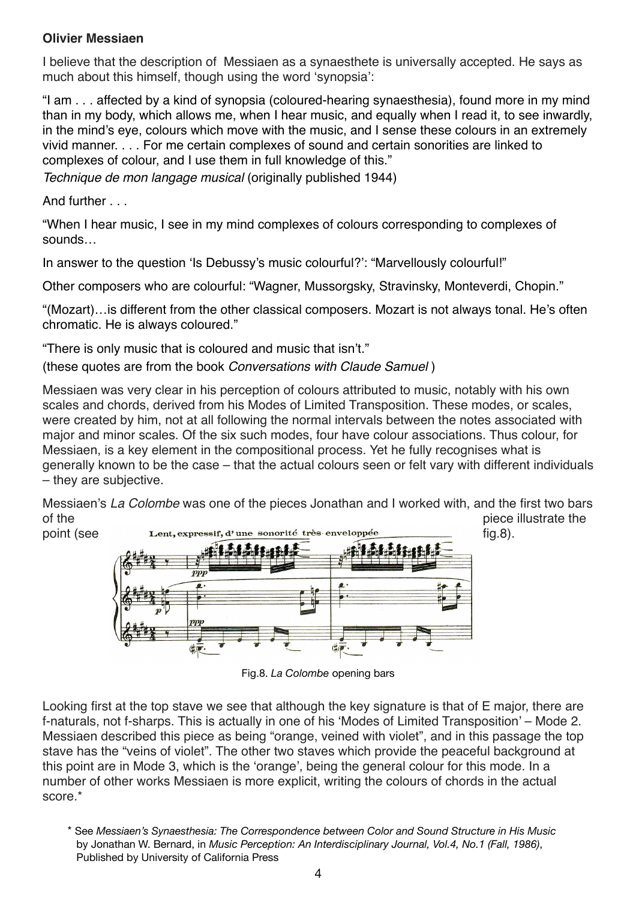**Olivier Messiaen**

I believe that the description of Messiaen as a synaesthete is universally accepted. He says as much about this himself, though using the word 'synopsia':

"I am . . . affected by a kind of synopsia (coloured-hearing synaesthesia), found more in my mind than in my body, which allows me, when I hear music, and equally when I read it, to see inwardly, in the mind's eye, colours which move with the music, and I sense these colours in an extremely vivid manner. . . . For me certain complexes of sound and certain sonorities are linked to complexes of colour, and I use them in full knowledge of this."
*Technique de mon langage musical* (originally published 1944)

And further . . .

"When I hear music, I see in my mind complexes of colours corresponding to complexes of sounds…

In answer to the question 'Is Debussy's music colourful?': "Marvellously colourful!"

Other composers who are colourful: "Wagner, Mussorgsky, Stravinsky, Monteverdi, Chopin."

"(Mozart)…is different from the other classical composers. Mozart is not always tonal. He's often chromatic. He is always coloured."

"There is only music that is coloured and music that isn't."
(these quotes are from the book *Conversations with Claude Samuel* )

Messiaen was very clear in his perception of colours attributed to music, notably with his own scales and chords, derived from his Modes of Limited Transposition. These modes, or scales, were created by him, not at all following the normal intervals between the notes associated with major and minor scales. Of the six such modes, four have colour associations. Thus colour, for Messiaen, is a key element in the compositional process. Yet he fully recognises what is generally known to be the case – that the actual colours seen or felt vary with different individuals – they are subjective.

Messiaen's *La Colombe* was one of the pieces Jonathan and I worked with, and the first two bars of the piece illustrate the point (see fig.8).

Fig.8. *La Colombe* opening bars

Looking first at the top stave we see that although the key signature is that of E major, there are f-naturals, not f-sharps. This is actually in one of his 'Modes of Limited Transposition' – Mode 2. Messiaen described this piece as being "orange, veined with violet", and in this passage the top stave has the "veins of violet". The other two staves which provide the peaceful background at this point are in Mode 3, which is the 'orange', being the general colour for this mode. In a number of other works Messiaen is more explicit, writing the colours of chords in the actual score.*

\* See *Messiaen's Synaesthesia: The Correspondence between Color and Sound Structure in His Music* by Jonathan W. Bernard, in *Music Perception: An Interdisciplinary Journal, Vol.4, No.1 (Fall, 1986)*, Published by University of California Press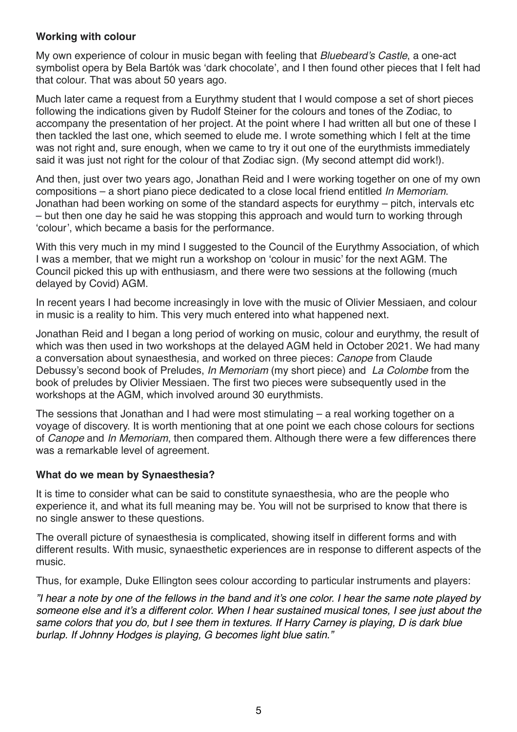**Working with colour**

My own experience of colour in music began with feeling that *Bluebeard's Castle*, a one-act symbolist opera by Bela Bartók was 'dark chocolate', and I then found other pieces that I felt had that colour. That was about 50 years ago.

Much later came a request from a Eurythmy student that I would compose a set of short pieces following the indications given by Rudolf Steiner for the colours and tones of the Zodiac, to accompany the presentation of her project. At the point where I had written all but one of these I then tackled the last one, which seemed to elude me. I wrote something which I felt at the time was not right and, sure enough, when we came to try it out one of the eurythmists immediately said it was just not right for the colour of that Zodiac sign. (My second attempt did work!).

And then, just over two years ago, Jonathan Reid and I were working together on one of my own compositions – a short piano piece dedicated to a close local friend entitled *In Memoriam*. Jonathan had been working on some of the standard aspects for eurythmy – pitch, intervals etc – but then one day he said he was stopping this approach and would turn to working through 'colour', which became a basis for the performance.

With this very much in my mind I suggested to the Council of the Eurythmy Association, of which I was a member, that we might run a workshop on 'colour in music' for the next AGM. The Council picked this up with enthusiasm, and there were two sessions at the following (much delayed by Covid) AGM.

In recent years I had become increasingly in love with the music of Olivier Messiaen, and colour in music is a reality to him. This very much entered into what happened next.

Jonathan Reid and I began a long period of working on music, colour and eurythmy, the result of which was then used in two workshops at the delayed AGM held in October 2021. We had many a conversation about synaesthesia, and worked on three pieces: *Canope* from Claude Debussy's second book of Preludes, *In Memoriam* (my short piece) and *La Colombe* from the book of preludes by Olivier Messiaen. The first two pieces were subsequently used in the workshops at the AGM, which involved around 30 eurythmists.

The sessions that Jonathan and I had were most stimulating – a real working together on a voyage of discovery. It is worth mentioning that at one point we each chose colours for sections of *Canope* and *In Memoriam*, then compared them. Although there were a few differences there was a remarkable level of agreement.

**What do we mean by Synaesthesia?**

It is time to consider what can be said to constitute synaesthesia, who are the people who experience it, and what its full meaning may be. You will not be surprised to know that there is no single answer to these questions.

The overall picture of synaesthesia is complicated, showing itself in different forms and with different results. With music, synaesthetic experiences are in response to different aspects of the music.

Thus, for example, Duke Ellington sees colour according to particular instruments and players:

*"I hear a note by one of the fellows in the band and it's one color. I hear the same note played by someone else and it's a different color. When I hear sustained musical tones, I see just about the same colors that you do, but I see them in textures. If Harry Carney is playing, D is dark blue burlap. If Johnny Hodges is playing, G becomes light blue satin."*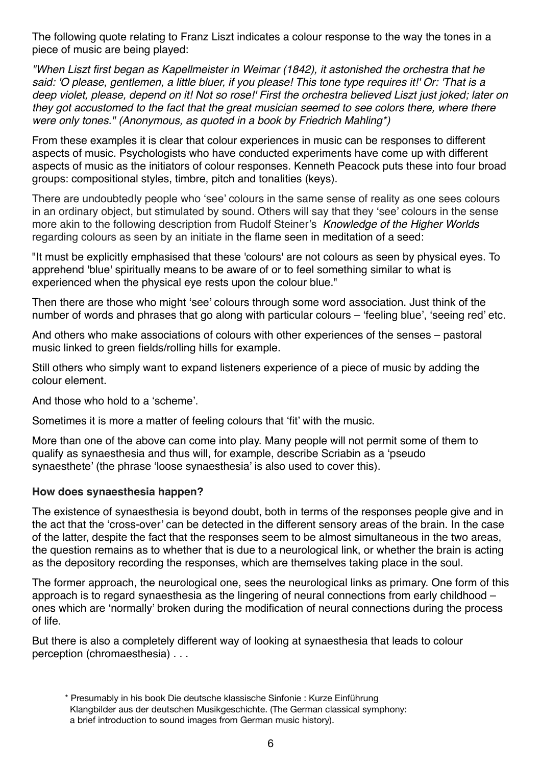The following quote relating to Franz Liszt indicates a colour response to the way the tones in a piece of music are being played:

*"When Liszt first began as Kapellmeister in Weimar (1842), it astonished the orchestra that he said: 'O please, gentlemen, a little bluer, if you please! This tone type requires it!' Or: 'That is a deep violet, please, depend on it! Not so rose!' First the orchestra believed Liszt just joked; later on they got accustomed to the fact that the great musician seemed to see colors there, where there were only tones." (Anonymous, as quoted in a book by Friedrich Mahling*)*

From these examples it is clear that colour experiences in music can be responses to different aspects of music. Psychologists who have conducted experiments have come up with different aspects of music as the initiators of colour responses. Kenneth Peacock puts these into four broad groups: compositional styles, timbre, pitch and tonalities (keys).

There are undoubtedly people who 'see' colours in the same sense of reality as one sees colours in an ordinary object, but stimulated by sound. Others will say that they 'see' colours in the sense more akin to the following description from Rudolf Steiner's *Knowledge of the Higher Worlds* regarding colours as seen by an initiate in the flame seen in meditation of a seed:

"It must be explicitly emphasised that these 'colours' are not colours as seen by physical eyes. To apprehend 'blue' spiritually means to be aware of or to feel something similar to what is experienced when the physical eye rests upon the colour blue."

Then there are those who might 'see' colours through some word association. Just think of the number of words and phrases that go along with particular colours – 'feeling blue', 'seeing red' etc.

And others who make associations of colours with other experiences of the senses – pastoral music linked to green fields/rolling hills for example.

Still others who simply want to expand listeners experience of a piece of music by adding the colour element.

And those who hold to a 'scheme'.

Sometimes it is more a matter of feeling colours that 'fit' with the music.

More than one of the above can come into play. Many people will not permit some of them to qualify as synaesthesia and thus will, for example, describe Scriabin as a 'pseudo synaesthete' (the phrase 'loose synaesthesia' is also used to cover this).

**How does synaesthesia happen?**

The existence of synaesthesia is beyond doubt, both in terms of the responses people give and in the act that the 'cross-over' can be detected in the different sensory areas of the brain. In the case of the latter, despite the fact that the responses seem to be almost simultaneous in the two areas, the question remains as to whether that is due to a neurological link, or whether the brain is acting as the depository recording the responses, which are themselves taking place in the soul.

The former approach, the neurological one, sees the neurological links as primary. One form of this approach is to regard synaesthesia as the lingering of neural connections from early childhood – ones which are 'normally' broken during the modification of neural connections during the process of life.

But there is also a completely different way of looking at synaesthesia that leads to colour perception (chromaesthesia) . . .

\* Presumably in his book Die deutsche klassische Sinfonie : Kurze Einführung Klangbilder aus der deutschen Musikgeschichte. (The German classical symphony: a brief introduction to sound images from German music history).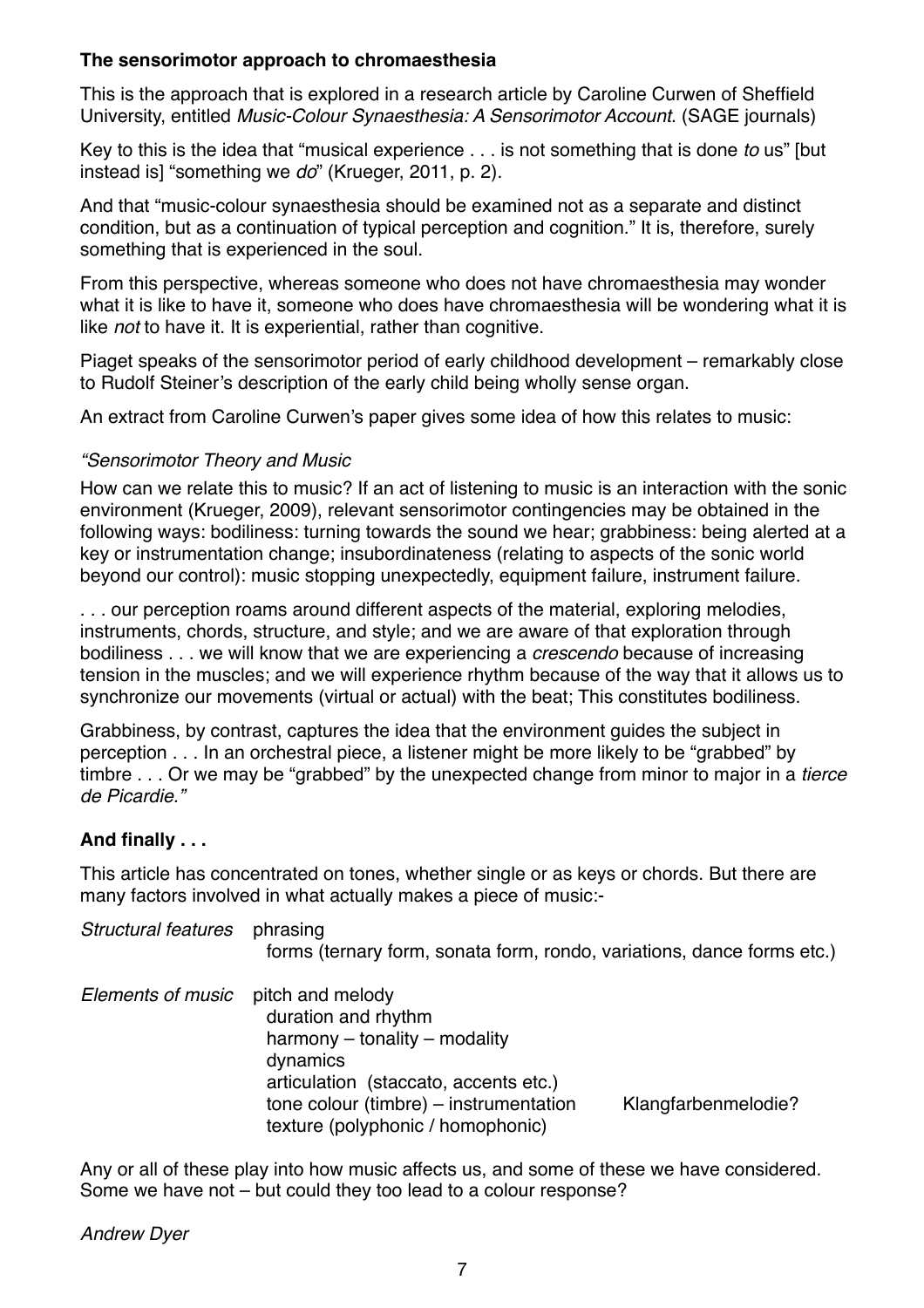**The sensorimotor approach to chromaesthesia**

This is the approach that is explored in a research article by Caroline Curwen of Sheffield University, entitled *Music-Colour Synaesthesia: A Sensorimotor Account*. (SAGE journals)

Key to this is the idea that "musical experience . . . is not something that is done *to* us" [but instead is] "something we *do*" (Krueger, 2011, p. 2).

And that "music-colour synaesthesia should be examined not as a separate and distinct condition, but as a continuation of typical perception and cognition." It is, therefore, surely something that is experienced in the soul.

From this perspective, whereas someone who does not have chromaesthesia may wonder what it is like to have it, someone who does have chromaesthesia will be wondering what it is like *not* to have it. It is experiential, rather than cognitive.

Piaget speaks of the sensorimotor period of early childhood development – remarkably close to Rudolf Steiner's description of the early child being wholly sense organ.

An extract from Caroline Curwen's paper gives some idea of how this relates to music:

*"Sensorimotor Theory and Music*

How can we relate this to music? If an act of listening to music is an interaction with the sonic environment (Krueger, 2009), relevant sensorimotor contingencies may be obtained in the following ways: bodiliness: turning towards the sound we hear; grabbiness: being alerted at a key or instrumentation change; insubordinateness (relating to aspects of the sonic world beyond our control): music stopping unexpectedly, equipment failure, instrument failure.

. . . our perception roams around different aspects of the material, exploring melodies, instruments, chords, structure, and style; and we are aware of that exploration through bodiliness . . . we will know that we are experiencing a *crescendo* because of increasing tension in the muscles; and we will experience rhythm because of the way that it allows us to synchronize our movements (virtual or actual) with the beat; This constitutes bodiliness.

Grabbiness, by contrast, captures the idea that the environment guides the subject in perception . . . In an orchestral piece, a listener might be more likely to be "grabbed" by timbre . . . Or we may be "grabbed" by the unexpected change from minor to major in a *tierce de Picardie."*

**And finally . . .**

This article has concentrated on tones, whether single or as keys or chords. But there are many factors involved in what actually makes a piece of music:-

*Structural features* phrasing
forms (ternary form, sonata form, rondo, variations, dance forms etc.)

*Elements of music* pitch and melody
duration and rhythm
harmony – tonality – modality
dynamics
articulation (staccato, accents etc.)
tone colour (timbre) – instrumentation Klangfarbenmelodie?
texture (polyphonic / homophonic)

Any or all of these play into how music affects us, and some of these we have considered. Some we have not – but could they too lead to a colour response?

*Andrew Dyer*